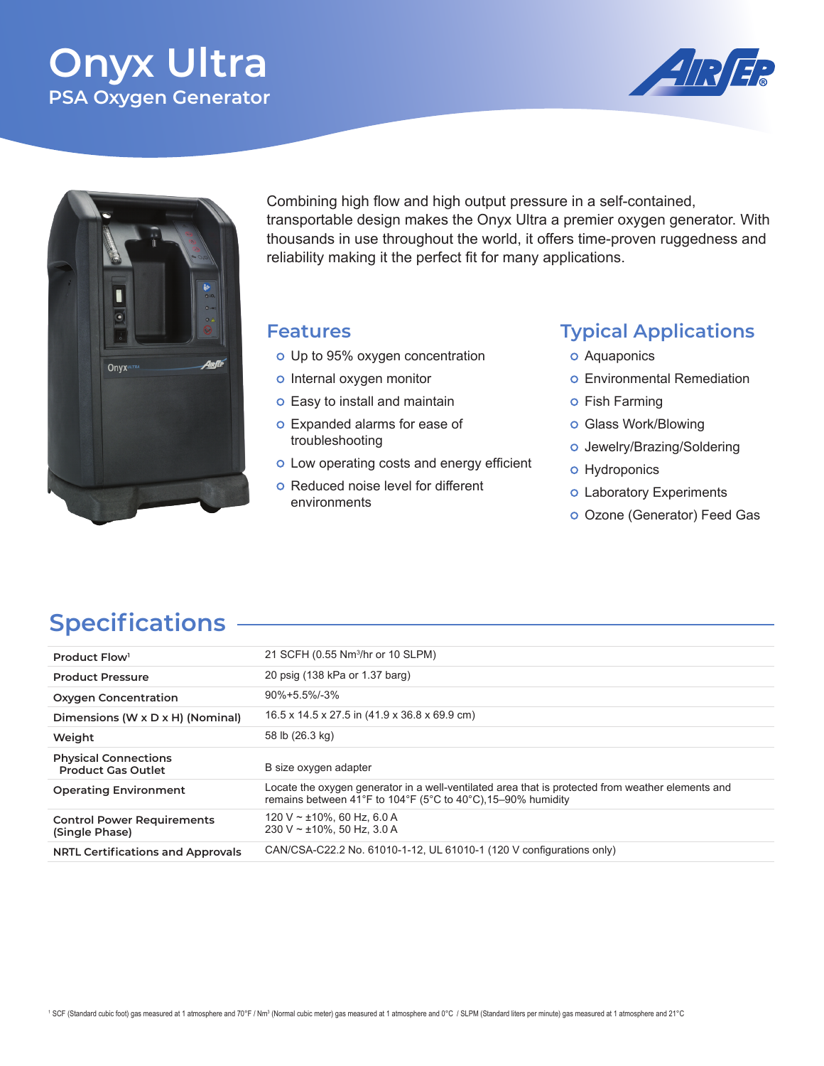# Onyx Ultra

## PSA Oxygen Generator

Combining high flow and high output pressure in a self-contained, transportable design makes the Onyx Ultra a premier oxygen generator. With thousands in use throughout the world, it offers time-proven ruggedness and reliability making it the perfect fit for many applications.

## Features

- Up to 95% oxygen concentration
- Internal oxygen monitor
- Easy to install and maintain
- Expanded alarms for ease of troubleshooting
- Low operating costs and energy efficient
- Reduced noise level for different environments

## Typical Applications

- Aquaponics
- Environmental Remediation
- Fish Farming
- Glass Work/Blowing
- Jewelry/Brazing/Soldering
- Hydroponics
- Laboratory Experiments
- Ozone (Generator) Feed Gas

## Specifications

| | |
|---|---|
| **Product Flow**[1] | 21 SCFH (0.55 $Nm^3$/hr or 10 SLPM) |
| **Product Pressure** | 20 psig (138 kPa or 1.37 barg) |
| **Oxygen Concentration** | 90%+5.5%/-3% |
| **Dimensions (W x D x H) (Nominal)** | 16.5 x 14.5 x 27.5 in (41.9 x 36.8 x 69.9 cm) |
| **Weight** | 58 lb (26.3 kg) |
| **Physical Connections** Product Gas Outlet | B size oxygen adapter |
| **Operating Environment** | Locate the oxygen generator in a well-ventilated area that is protected from weather elements and remains between 41°F to 104°F (5°C to 40°C),15–90% humidity |
| **Control Power Requirements (Single Phase)** | 120 V ~ ±10%, 60 Hz, 6.0 A<br>230 V ~ ±10%, 50 Hz, 3.0 A |
| **NRTL Certifications and Approvals** | CAN/CSA-C22.2 No. 61010-1-12, UL 61010-1 (120 V configurations only) |

[1] SCF (Standard cubic foot) gas measured at 1 atmosphere and 70°F / $Nm^3$ (Normal cubic meter) gas measured at 1 atmosphere and 0°C / SLPM (Standard liters per minute) gas measured at 1 atmosphere and 21°C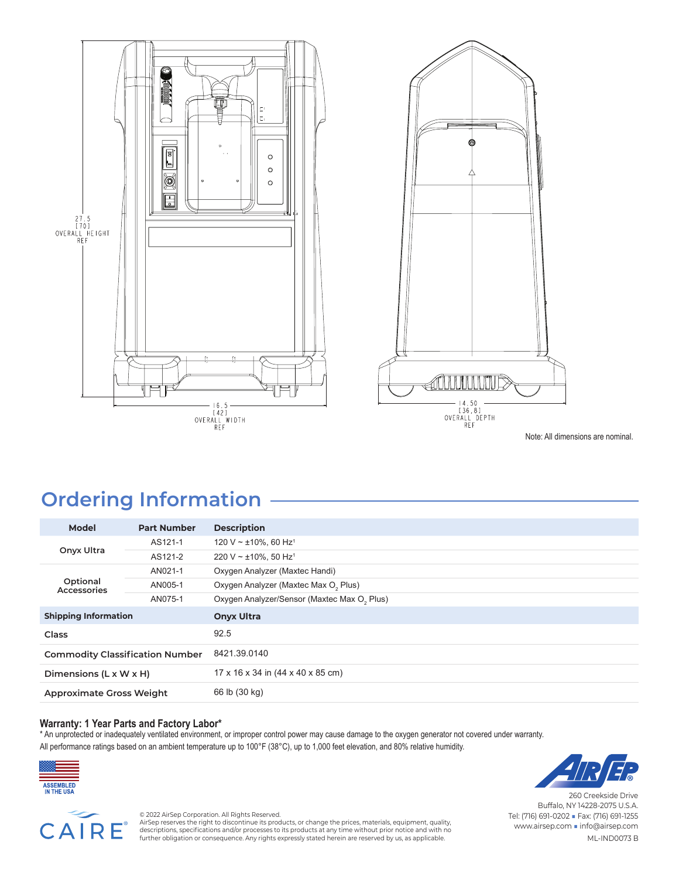27.5
[70]
OVERALL HEIGHT
REF

16.5
[42]
OVERALL WIDTH
REF

14.50
[36.8]
OVERALL DEPTH
REF

Note: All dimensions are nominal.

## Ordering Information

| Model | Part Number | Description |
|---|---|---|
| Onyx Ultra | AS121-1 | 120 V ~ ±10%, 60 Hz[1] |
| | AS121-2 | 220 V ~ ±10%, 50 Hz[1] |
| Optional Accessories | AN021-1 | Oxygen Analyzer (Maxtec Handi) |
| | AN005-1 | Oxygen Analyzer (Maxtec Max $O_2$ Plus) |
| | AN075-1 | Oxygen Analyzer/Sensor (Maxtec Max $O_2$ Plus) |

| Shipping Information | Onyx Ultra |
|---|---|
| Class | 92.5 |
| Commodity Classification Number | 8421.39.0140 |
| Dimensions (L x W x H) | 17 x 16 x 34 in (44 x 40 x 85 cm) |
| Approximate Gross Weight | 66 lb (30 kg) |

**Warranty: 1 Year Parts and Factory Labor***

* An unprotected or inadequately ventilated environment, or improper control power may cause damage to the oxygen generator not covered under warranty.

All performance ratings based on an ambient temperature up to 100°F (38°C), up to 1,000 feet elevation, and 80% relative humidity.

ASSEMBLED IN THE USA

AIRSEP®

CAIRE®

© 2022 AirSep Corporation. All Rights Reserved.
AirSep reserves the right to discontinue its products, or change the prices, materials, equipment, quality, descriptions, specifications and/or processes to its products at any time without prior notice and with no further obligation or consequence. Any rights expressly stated herein are reserved by us, as applicable.

260 Creekside Drive
Buffalo, NY 14228-2075 U.S.A.
Tel: (716) 691-0202 ▪ Fax: (716) 691-1255
www.airsep.com ▪ info@airsep.com

ML-IND0073 B